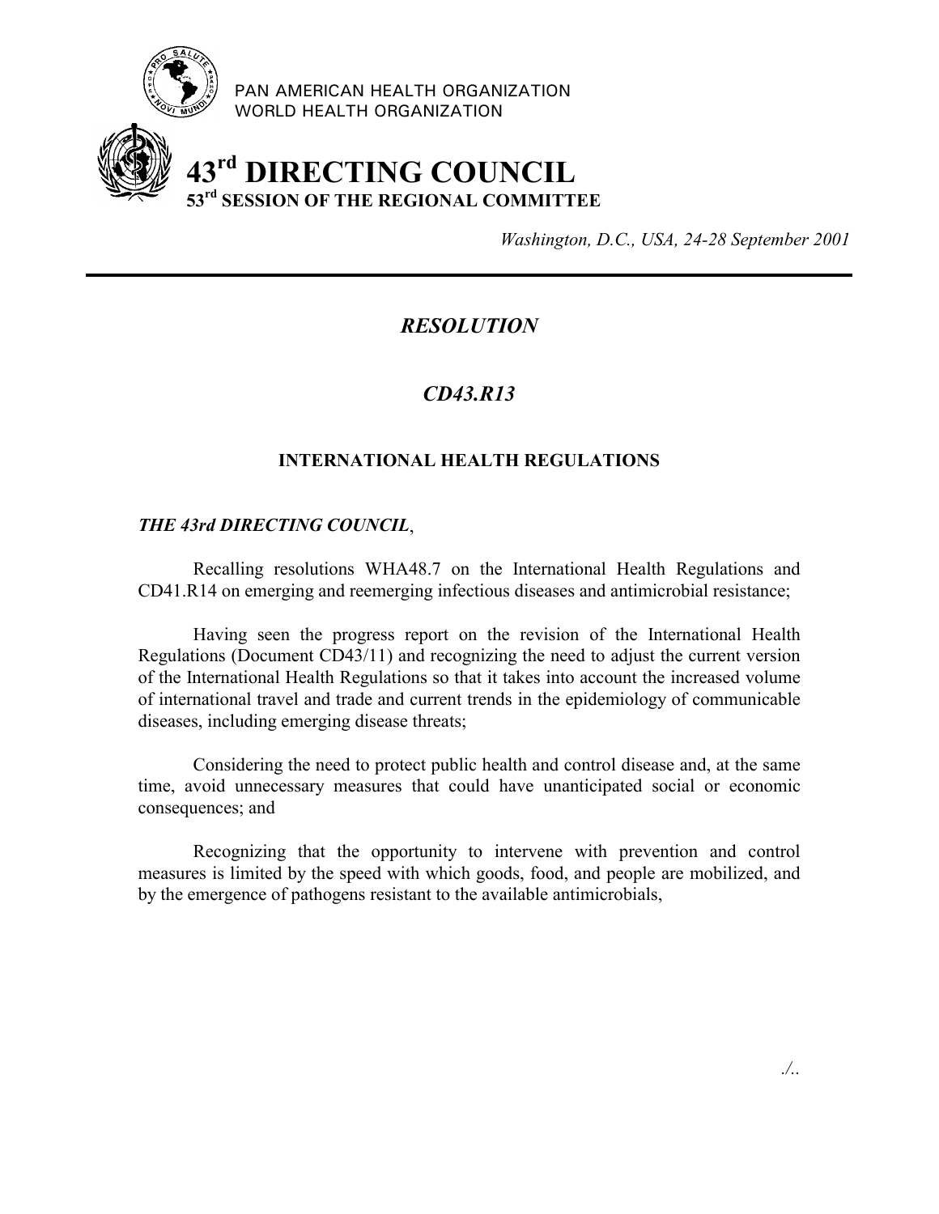PAN AMERICAN HEALTH ORGANIZATION
WORLD HEALTH ORGANIZATION

# 43rd DIRECTING COUNCIL
## 53rd SESSION OF THE REGIONAL COMMITTEE

*Washington, D.C., USA, 24-28 September 2001*

---

## *RESOLUTION*

## *CD43.R13*

### INTERNATIONAL HEALTH REGULATIONS

***THE 43rd DIRECTING COUNCIL***,

Recalling resolutions WHA48.7 on the International Health Regulations and CD41.R14 on emerging and reemerging infectious diseases and antimicrobial resistance;

Having seen the progress report on the revision of the International Health Regulations (Document CD43/11) and recognizing the need to adjust the current version of the International Health Regulations so that it takes into account the increased volume of international travel and trade and current trends in the epidemiology of communicable diseases, including emerging disease threats;

Considering the need to protect public health and control disease and, at the same time, avoid unnecessary measures that could have unanticipated social or economic consequences; and

Recognizing that the opportunity to intervene with prevention and control measures is limited by the speed with which goods, food, and people are mobilized, and by the emergence of pathogens resistant to the available antimicrobials,

./..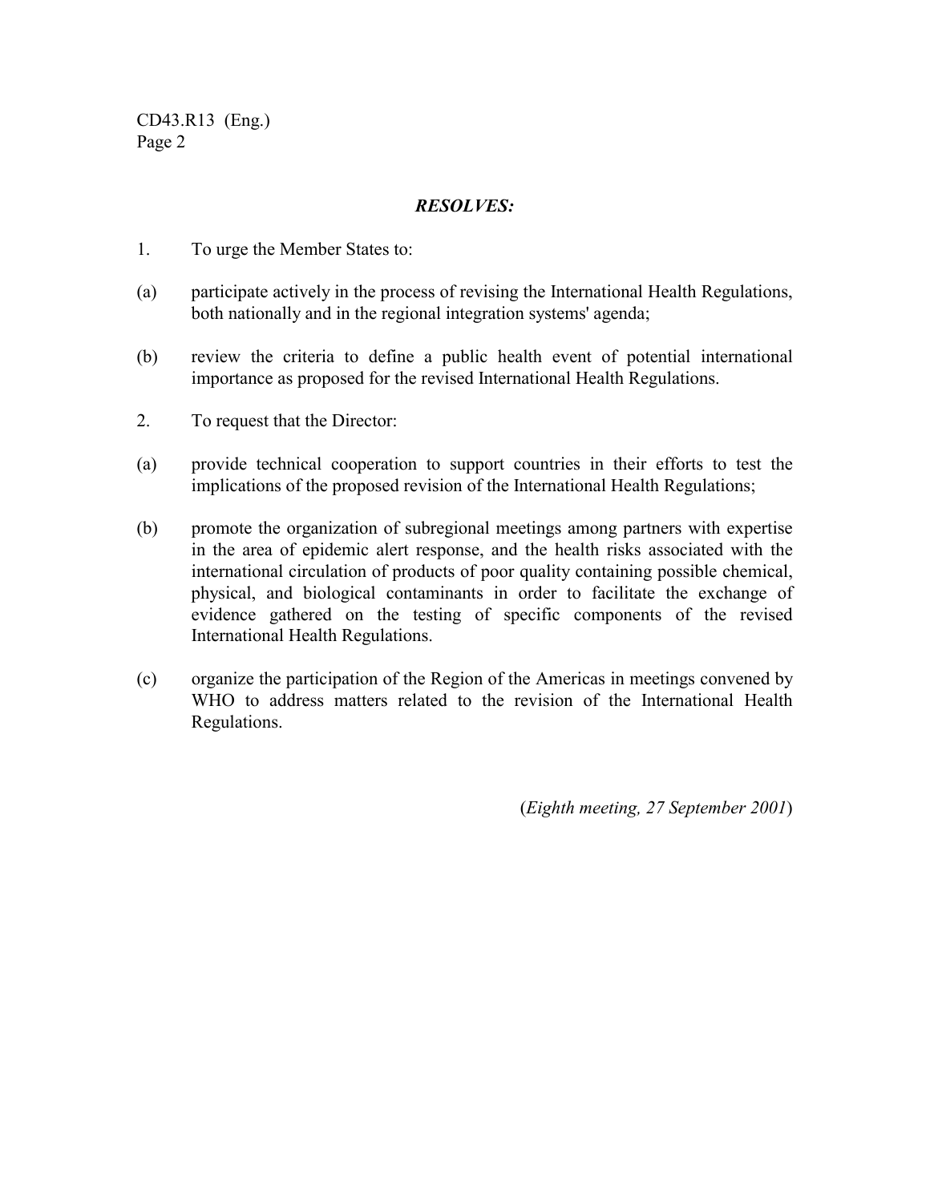***RESOLVES:***

1. To urge the Member States to:

(a) participate actively in the process of revising the International Health Regulations, both nationally and in the regional integration systems' agenda;

(b) review the criteria to define a public health event of potential international importance as proposed for the revised International Health Regulations.

2. To request that the Director:

(a) provide technical cooperation to support countries in their efforts to test the implications of the proposed revision of the International Health Regulations;

(b) promote the organization of subregional meetings among partners with expertise in the area of epidemic alert response, and the health risks associated with the international circulation of products of poor quality containing possible chemical, physical, and biological contaminants in order to facilitate the exchange of evidence gathered on the testing of specific components of the revised International Health Regulations.

(c) organize the participation of the Region of the Americas in meetings convened by WHO to address matters related to the revision of the International Health Regulations.

(*Eighth meeting, 27 September 2001*)